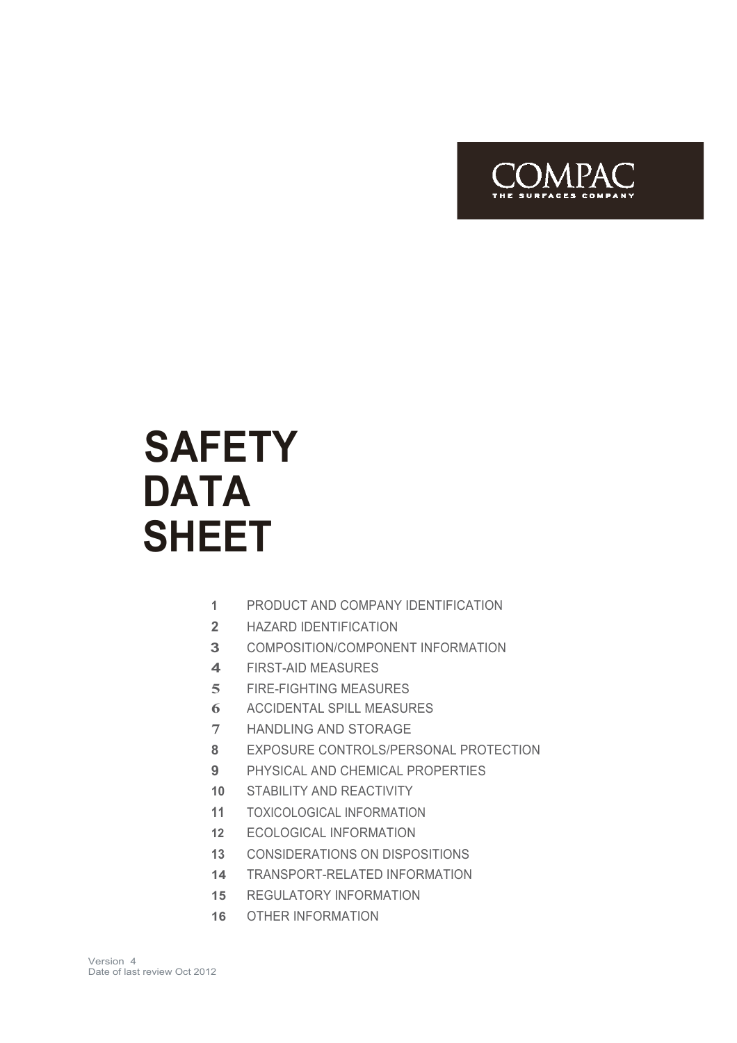COMPAC

THE SURFACES COMPANY

# SAFETY DATA SHEET

1. PRODUCT AND COMPANY IDENTIFICATION
2. HAZARD IDENTIFICATION
3. COMPOSITION/COMPONENT INFORMATION
4. FIRST-AID MEASURES
5. FIRE-FIGHTING MEASURES
6. ACCIDENTAL SPILL MEASURES
7. HANDLING AND STORAGE
8. EXPOSURE CONTROLS/PERSONAL PROTECTION
9. PHYSICAL AND CHEMICAL PROPERTIES
10. STABILITY AND REACTIVITY
11. TOXICOLOGICAL INFORMATION
12. ECOLOGICAL INFORMATION
13. CONSIDERATIONS ON DISPOSITIONS
14. TRANSPORT-RELATED INFORMATION
15. REGULATORY INFORMATION
16. OTHER INFORMATION

Version 4
Date of last review Oct 2012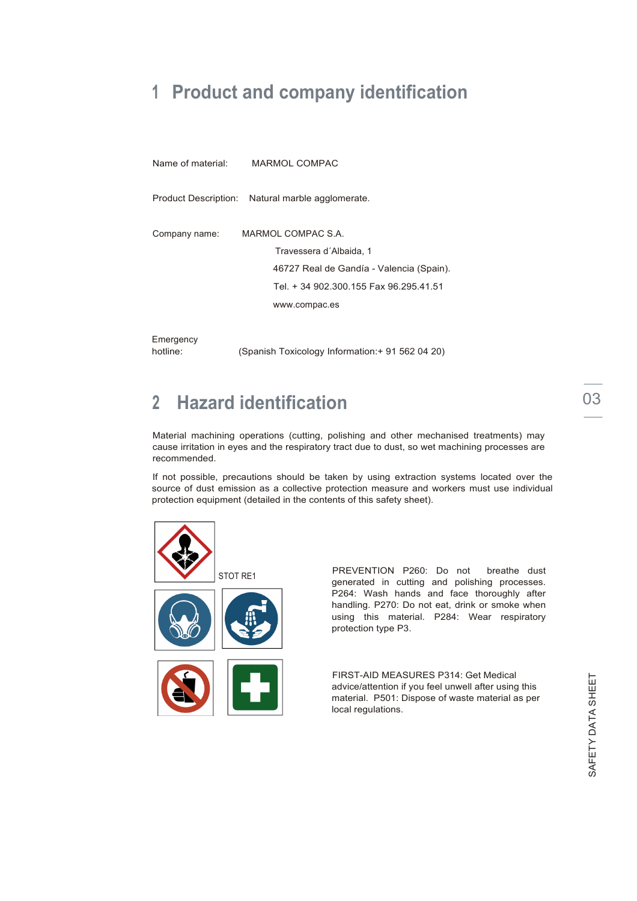# 1 Product and company identification

Name of material: MARMOL COMPAC

Product Description: Natural marble agglomerate.

Company name: MARMOL COMPAC S.A.

Travessera d´Albaida, 1

46727 Real de Gandía - Valencia (Spain).

Tel. + 34 902.300.155 Fax 96.295.41.51

www.compac.es

Emergency hotline: (Spanish Toxicology Information:+ 91 562 04 20)

# 2 Hazard identification

Material machining operations (cutting, polishing and other mechanised treatments) may cause irritation in eyes and the respiratory tract due to dust, so wet machining processes are recommended.

If not possible, precautions should be taken by using extraction systems located over the source of dust emission as a collective protection measure and workers must use individual protection equipment (detailed in the contents of this safety sheet).

STOT RE1

PREVENTION P260: Do not breathe dust generated in cutting and polishing processes. P264: Wash hands and face thoroughly after handling. P270: Do not eat, drink or smoke when using this material. P284: Wear respiratory protection type P3.

FIRST-AID MEASURES P314: Get Medical advice/attention if you feel unwell after using this material. P501: Dispose of waste material as per local regulations.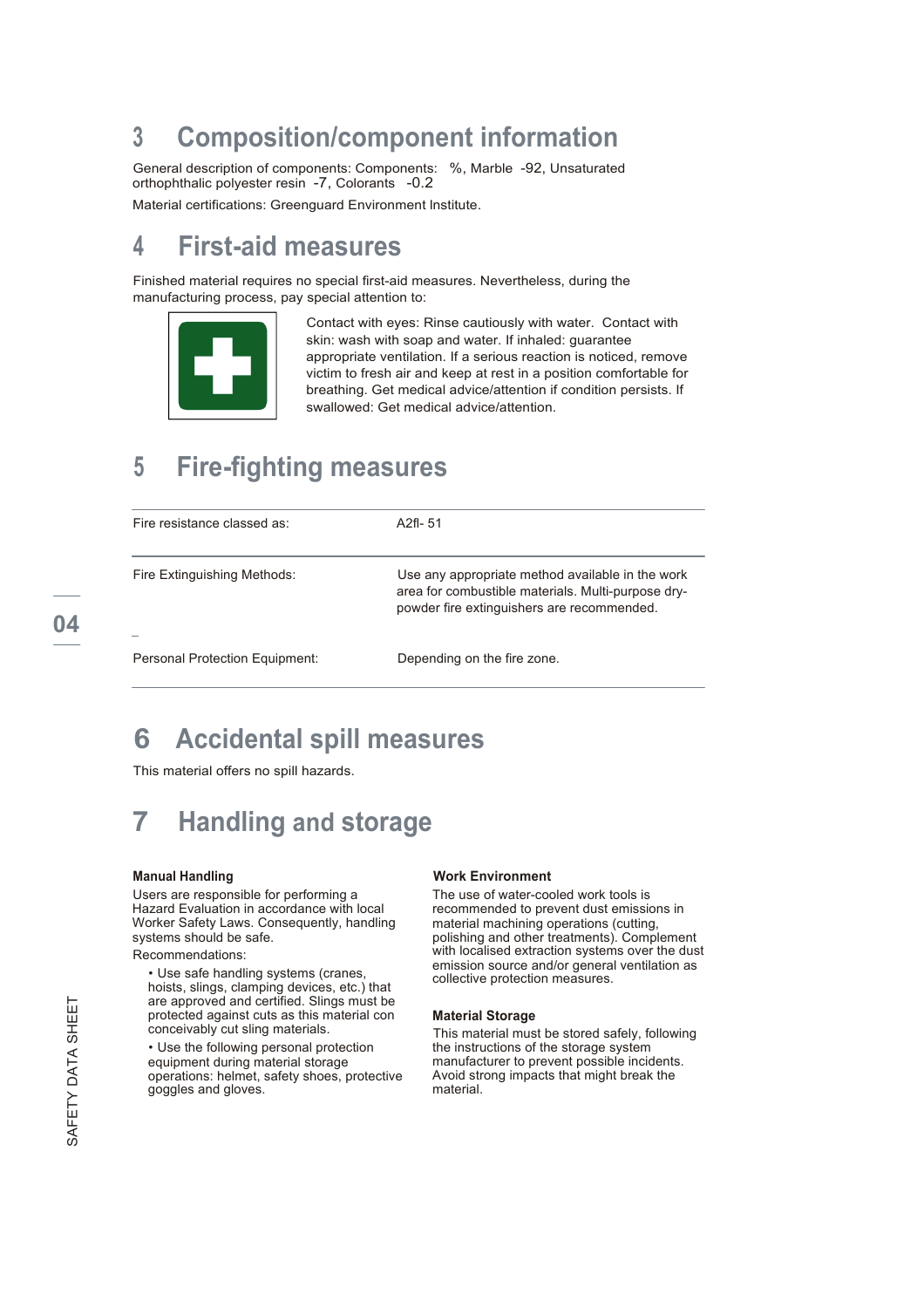# 3 Composition/component information

General description of components: Components:   %, Marble  -92, Unsaturated orthophthalic polyester resin  -7, Colorants   -0.2

Material certifications: Greenguard Environment Institute.

# 4 First-aid measures

Finished material requires no special first-aid measures. Nevertheless, during the manufacturing process, pay special attention to:

Contact with eyes: Rinse cautiously with water.  Contact with skin: wash with soap and water. If inhaled: guarantee appropriate ventilation. If a serious reaction is noticed, remove victim to fresh air and keep at rest in a position comfortable for breathing. Get medical advice/attention if condition persists. If swallowed: Get medical advice/attention.

# 5 Fire-fighting measures

| | |
|---|---|
| Fire resistance classed as: | A2fl- 51 |
| Fire Extinguishing Methods: | Use any appropriate method available in the work area for combustible materials. Multi-purpose dry-powder fire extinguishers are recommended. |
| Personal Protection Equipment: | Depending on the fire zone. |

# 6 Accidental spill measures

This material offers no spill hazards.

# 7 Handling and storage

### Manual Handling

Users are responsible for performing a Hazard Evaluation in accordance with local Worker Safety Laws. Consequently, handling systems should be safe.

Recommendations:

- Use safe handling systems (cranes, hoists, slings, clamping devices, etc.) that are approved and certified. Slings must be protected against cuts as this material con conceivably cut sling materials.
- Use the following personal protection equipment during material storage operations: helmet, safety shoes, protective goggles and gloves.

### Work Environment

The use of water-cooled work tools is recommended to prevent dust emissions in material machining operations (cutting, polishing and other treatments). Complement with localised extraction systems over the dust emission source and/or general ventilation as collective protection measures.

### Material Storage

This material must be stored safely, following the instructions of the storage system manufacturer to prevent possible incidents. Avoid strong impacts that might break the material.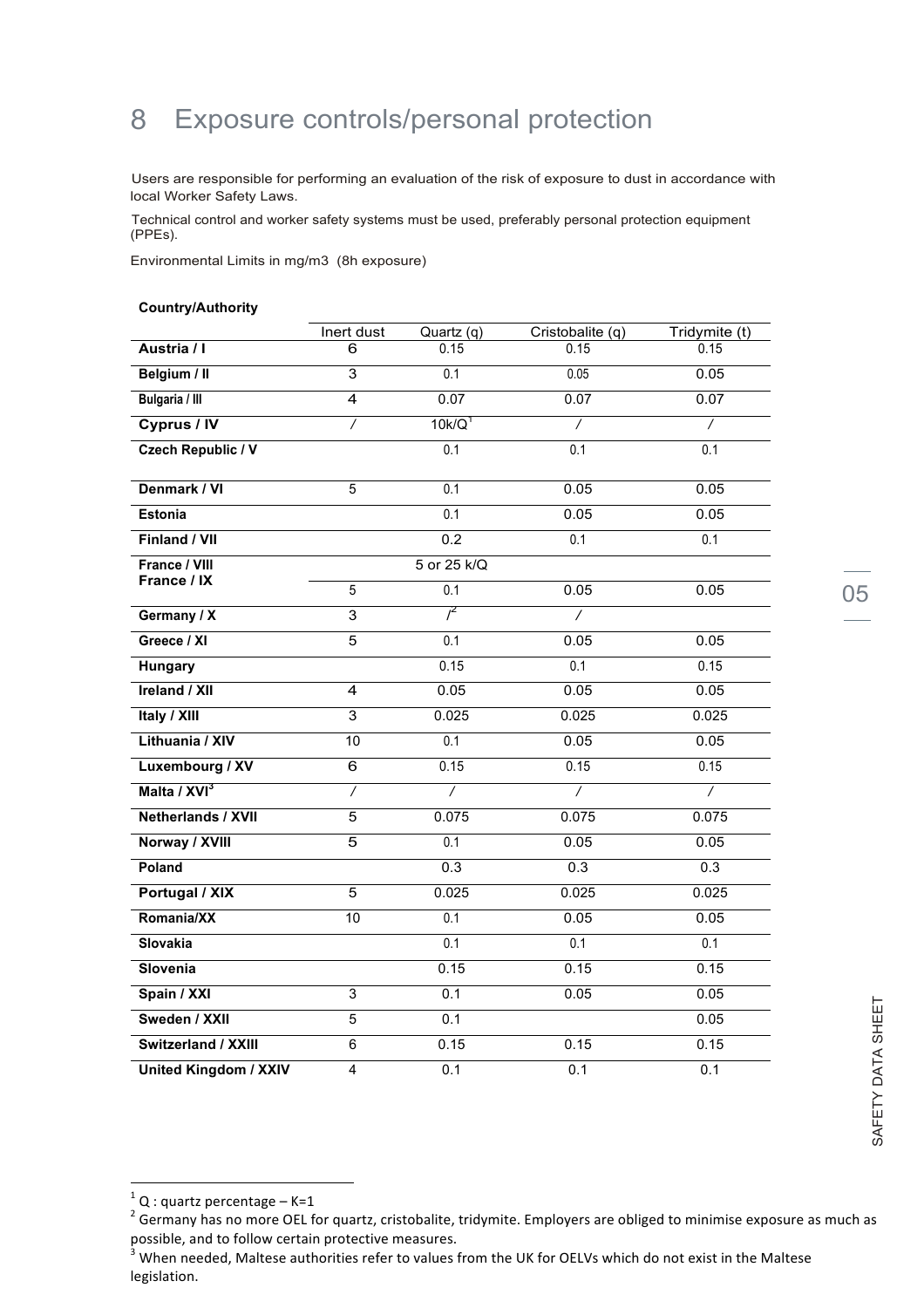# 8 Exposure controls/personal protection

Users are responsible for performing an evaluation of the risk of exposure to dust in accordance with local Worker Safety Laws.

Technical control and worker safety systems must be used, preferably personal protection equipment (PPEs).

Environmental Limits in mg/m3 (8h exposure)

| Country/Authority | Inert dust | Quartz (q) | Cristobalite (q) | Tridymite (t) |
|---|---|---|---|---|
| Austria / I | 6 | 0.15 | 0.15 | 0.15 |
| Belgium / II | 3 | 0.1 | 0.05 | 0.05 |
| Bulgaria / III | 4 | 0.07 | 0.07 | 0.07 |
| Cyprus / IV | / | 10k/Q[1] | / | / |
| Czech Republic / V | | 0.1 | 0.1 | 0.1 |
| Denmark / VI | 5 | 0.1 | 0.05 | 0.05 |
| Estonia | | 0.1 | 0.05 | 0.05 |
| Finland / VII | | 0.2 | 0.1 | 0.1 |
| France / VIII | | 5 or 25 k/Q | | |
| France / IX | 5 | 0.1 | 0.05 | 0.05 |
| Germany / X | 3 | /[2] | / | |
| Greece / XI | 5 | 0.1 | 0.05 | 0.05 |
| Hungary | | 0.15 | 0.1 | 0.15 |
| Ireland / XII | 4 | 0.05 | 0.05 | 0.05 |
| Italy / XIII | 3 | 0.025 | 0.025 | 0.025 |
| Lithuania / XIV | 10 | 0.1 | 0.05 | 0.05 |
| Luxembourg / XV | 6 | 0.15 | 0.15 | 0.15 |
| Malta / XVI[3] | / | / | / | / |
| Netherlands / XVII | 5 | 0.075 | 0.075 | 0.075 |
| Norway / XVIII | 5 | 0.1 | 0.05 | 0.05 |
| Poland | | 0.3 | 0.3 | 0.3 |
| Portugal / XIX | 5 | 0.025 | 0.025 | 0.025 |
| Romania/XX | 10 | 0.1 | 0.05 | 0.05 |
| Slovakia | | 0.1 | 0.1 | 0.1 |
| Slovenia | | 0.15 | 0.15 | 0.15 |
| Spain / XXI | 3 | 0.1 | 0.05 | 0.05 |
| Sweden / XXII | 5 | 0.1 | | 0.05 |
| Switzerland / XXIII | 6 | 0.15 | 0.15 | 0.15 |
| United Kingdom / XXIV | 4 | 0.1 | 0.1 | 0.1 |

[1] Q : quartz percentage – K=1

[2] Germany has no more OEL for quartz, cristobalite, tridymite. Employers are obliged to minimise exposure as much as possible, and to follow certain protective measures.

[3] When needed, Maltese authorities refer to values from the UK for OELVs which do not exist in the Maltese legislation.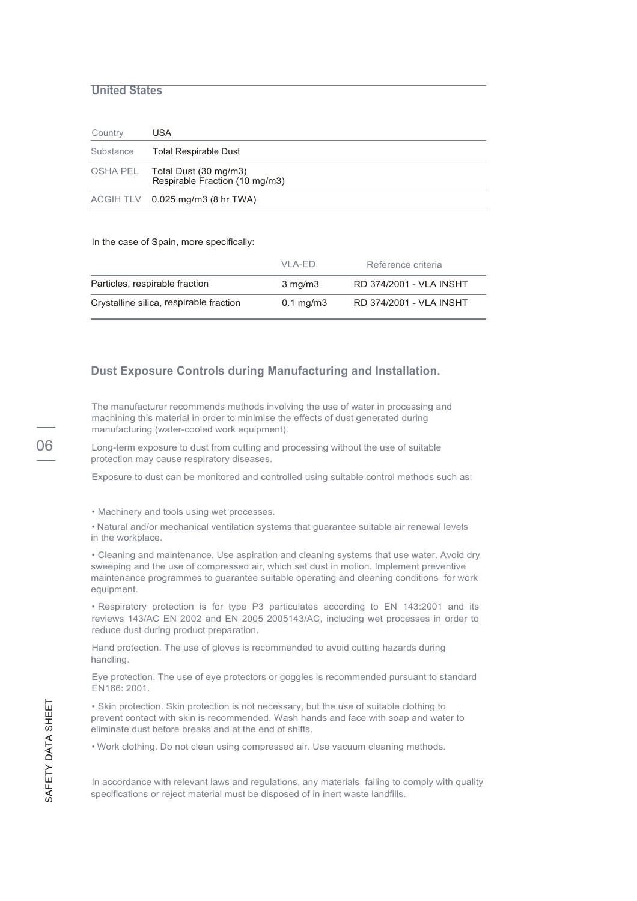## United States

| Country | USA |
|---|---|
| Substance | Total Respirable Dust |
| OSHA PEL | Total Dust (30 mg/m3)<br>Respirable Fraction (10 mg/m3) |
| ACGIH TLV | 0.025 mg/m3 (8 hr TWA) |

In the case of Spain, more specifically:

| | VLA-ED | Reference criteria |
|---|---|---|
| Particles, respirable fraction | 3 mg/m3 | RD 374/2001 - VLA INSHT |
| Crystalline silica, respirable fraction | 0.1 mg/m3 | RD 374/2001 - VLA INSHT |

## Dust Exposure Controls during Manufacturing and Installation.

The manufacturer recommends methods involving the use of water in processing and machining this material in order to minimise the effects of dust generated during manufacturing (water-cooled work equipment).

Long-term exposure to dust from cutting and processing without the use of suitable protection may cause respiratory diseases.

Exposure to dust can be monitored and controlled using suitable control methods such as:

- Machinery and tools using wet processes.
- Natural and/or mechanical ventilation systems that guarantee suitable air renewal levels in the workplace.
- Cleaning and maintenance. Use aspiration and cleaning systems that use water. Avoid dry sweeping and the use of compressed air, which set dust in motion. Implement preventive maintenance programmes to guarantee suitable operating and cleaning conditions for work equipment.
- Respiratory protection is for type P3 particulates according to EN 143:2001 and its reviews 143/AC EN 2002 and EN 2005 2005143/AC, including wet processes in order to reduce dust during product preparation.

Hand protection. The use of gloves is recommended to avoid cutting hazards during handling.

Eye protection. The use of eye protectors or goggles is recommended pursuant to standard EN166: 2001.

- Skin protection. Skin protection is not necessary, but the use of suitable clothing to prevent contact with skin is recommended. Wash hands and face with soap and water to eliminate dust before breaks and at the end of shifts.
- Work clothing. Do not clean using compressed air. Use vacuum cleaning methods.

In accordance with relevant laws and regulations, any materials failing to comply with quality specifications or reject material must be disposed of in inert waste landfills.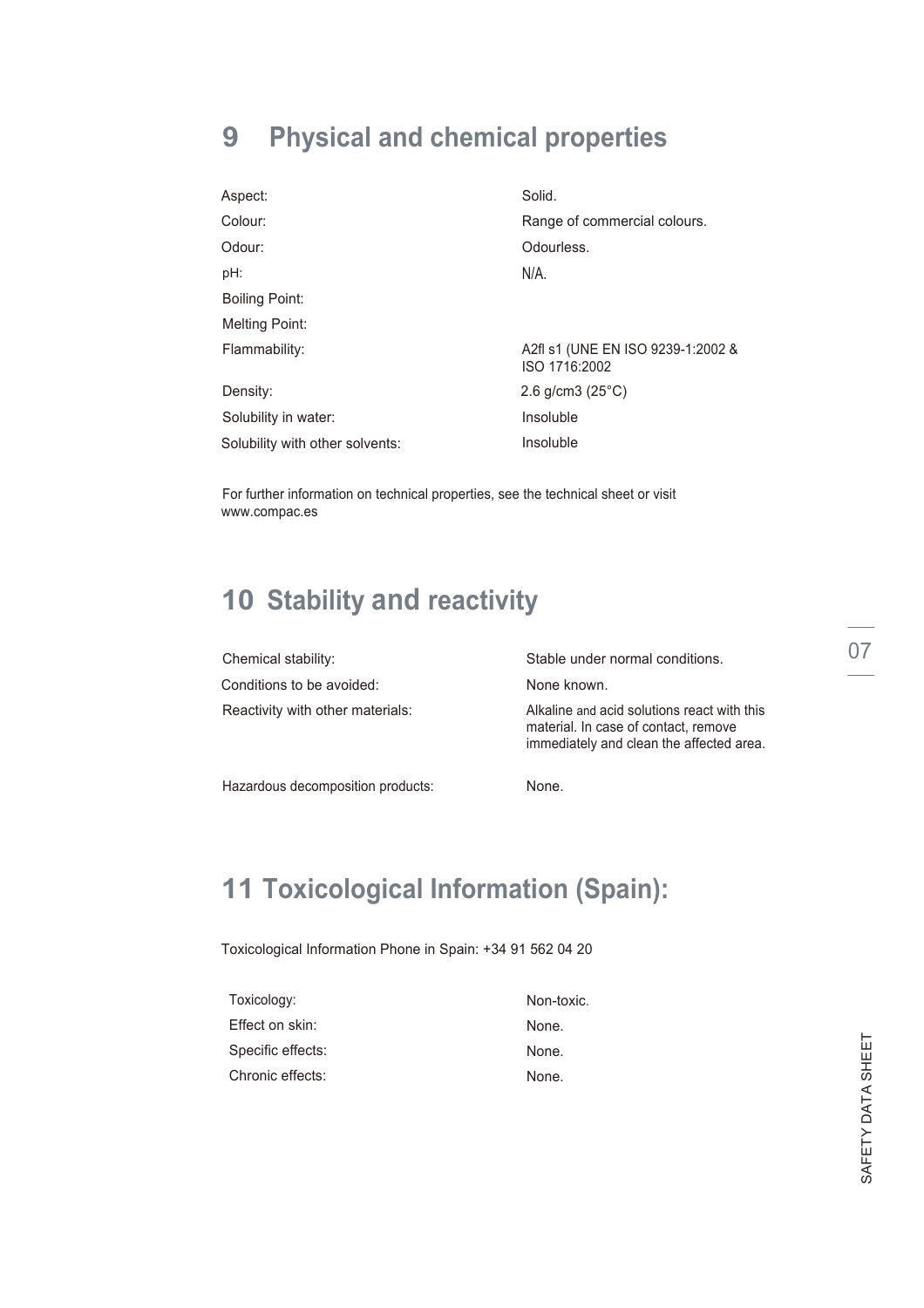## 9 Physical and chemical properties

| | |
|---|---|
| Aspect: | Solid. |
| Colour: | Range of commercial colours. |
| Odour: | Odourless. |
| pH: | N/A. |
| Boiling Point: | |
| Melting Point: | |
| Flammability: | A2fl s1 (UNE EN ISO 9239-1:2002 & ISO 1716:2002 |
| Density: | 2.6 g/cm3 (25°C) |
| Solubility in water: | Insoluble |
| Solubility with other solvents: | Insoluble |

For further information on technical properties, see the technical sheet or visit www.compac.es

## 10 Stability and reactivity

| | |
|---|---|
| Chemical stability: | Stable under normal conditions. |
| Conditions to be avoided: | None known. |
| Reactivity with other materials: | Alkaline and acid solutions react with this material. In case of contact, remove immediately and clean the affected area. |
| Hazardous decomposition products: | None. |

## 11 Toxicological Information (Spain):

Toxicological Information Phone in Spain: +34 91 562 04 20

| | |
|---|---|
| Toxicology: | Non-toxic. |
| Effect on skin: | None. |
| Specific effects: | None. |
| Chronic effects: | None. |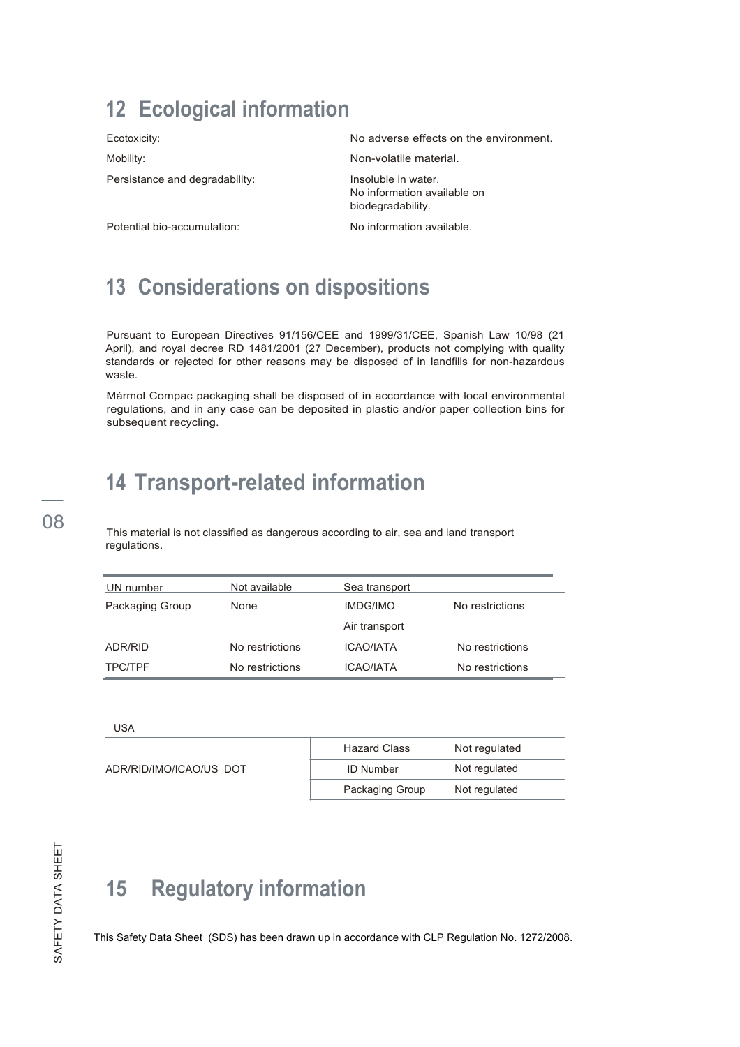## 12 Ecological information

| | |
|---|---|
| Ecotoxicity: | No adverse effects on the environment. |
| Mobility: | Non-volatile material. |
| Persistance and degradability: | Insoluble in water. No information available on biodegradability. |
| Potential bio-accumulation: | No information available. |

## 13 Considerations on dispositions

Pursuant to European Directives 91/156/CEE and 1999/31/CEE, Spanish Law 10/98 (21 April), and royal decree RD 1481/2001 (27 December), products not complying with quality standards or rejected for other reasons may be disposed of in landfills for non-hazardous waste.

Mármol Compac packaging shall be disposed of in accordance with local environmental regulations, and in any case can be deposited in plastic and/or paper collection bins for subsequent recycling.

## 14 Transport-related information

This material is not classified as dangerous according to air, sea and land transport regulations.

| UN number | Not available | Sea transport | |
|---|---|---|---|
| Packaging Group | None | IMDG/IMO | No restrictions |
| | | Air transport | |
| ADR/RID | No restrictions | ICAO/IATA | No restrictions |
| TPC/TPF | No restrictions | ICAO/IATA | No restrictions |

USA

| | | |
|---|---|---|
| ADR/RID/IMO/ICAO/US DOT | Hazard Class | Not regulated |
| | ID Number | Not regulated |
| | Packaging Group | Not regulated |

## 15 Regulatory information

This Safety Data Sheet (SDS) has been drawn up in accordance with CLP Regulation No. 1272/2008.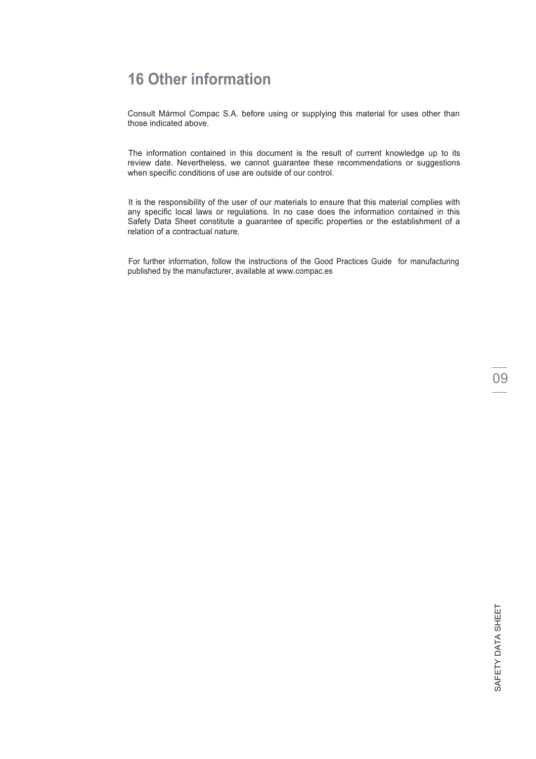## 16 Other information

Consult Mármol Compac S.A. before using or supplying this material for uses other than those indicated above.

The information contained in this document is the result of current knowledge up to its review date. Nevertheless, we cannot guarantee these recommendations or suggestions when specific conditions of use are outside of our control.

It is the responsibility of the user of our materials to ensure that this material complies with any specific local laws or regulations. In no case does the information contained in this Safety Data Sheet constitute a guarantee of specific properties or the establishment of a relation of a contractual nature.

For further information, follow the instructions of the Good Practices Guide for manufacturing published by the manufacturer, available at www.compac.es